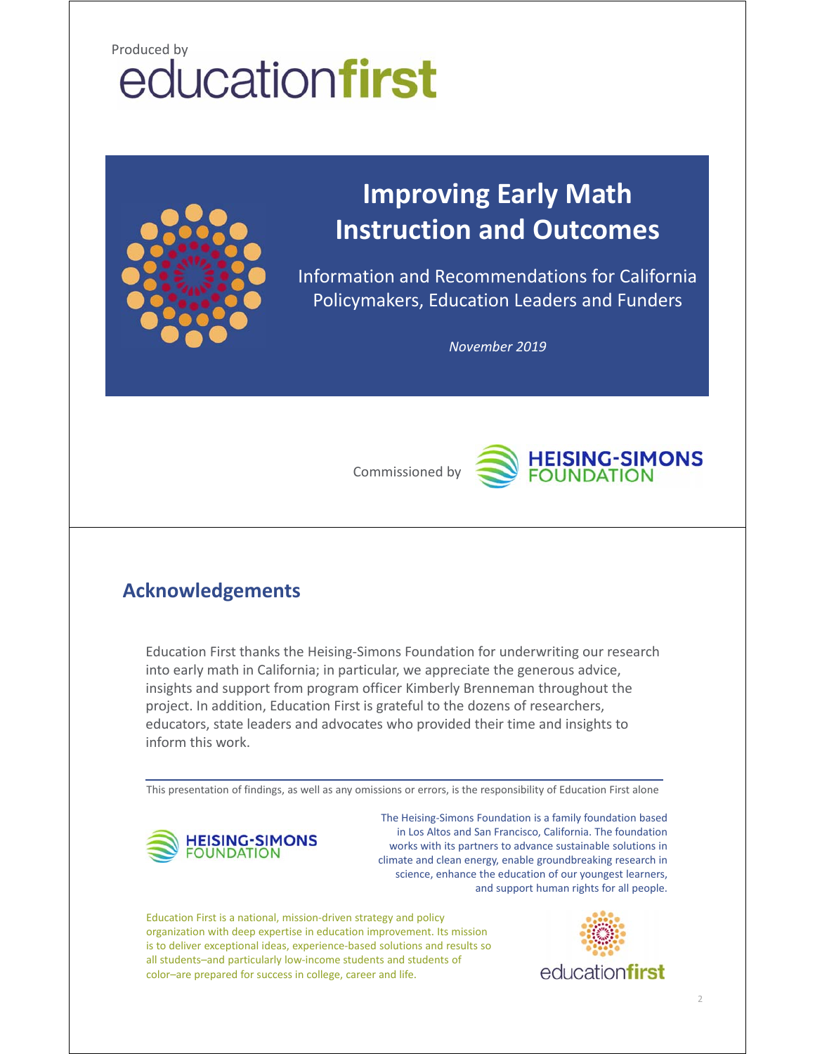Produced by

educationfirst

# Improving Early Math Instruction and Outcomes

Information and Recommendations for California Policymakers, Education Leaders and Funders

*November 2019*

Commissioned by HEISING-SIMONS FOUNDATION

## Acknowledgements

Education First thanks the Heising-Simons Foundation for underwriting our research into early math in California; in particular, we appreciate the generous advice, insights and support from program officer Kimberly Brenneman throughout the project. In addition, Education First is grateful to the dozens of researchers, educators, state leaders and advocates who provided their time and insights to inform this work.

This presentation of findings, as well as any omissions or errors, is the responsibility of Education First alone

HEISING-SIMONS FOUNDATION

The Heising-Simons Foundation is a family foundation based in Los Altos and San Francisco, California. The foundation works with its partners to advance sustainable solutions in climate and clean energy, enable groundbreaking research in science, enhance the education of our youngest learners, and support human rights for all people.

Education First is a national, mission-driven strategy and policy organization with deep expertise in education improvement. Its mission is to deliver exceptional ideas, experience-based solutions and results so all students–and particularly low-income students and students of color–are prepared for success in college, career and life.

educationfirst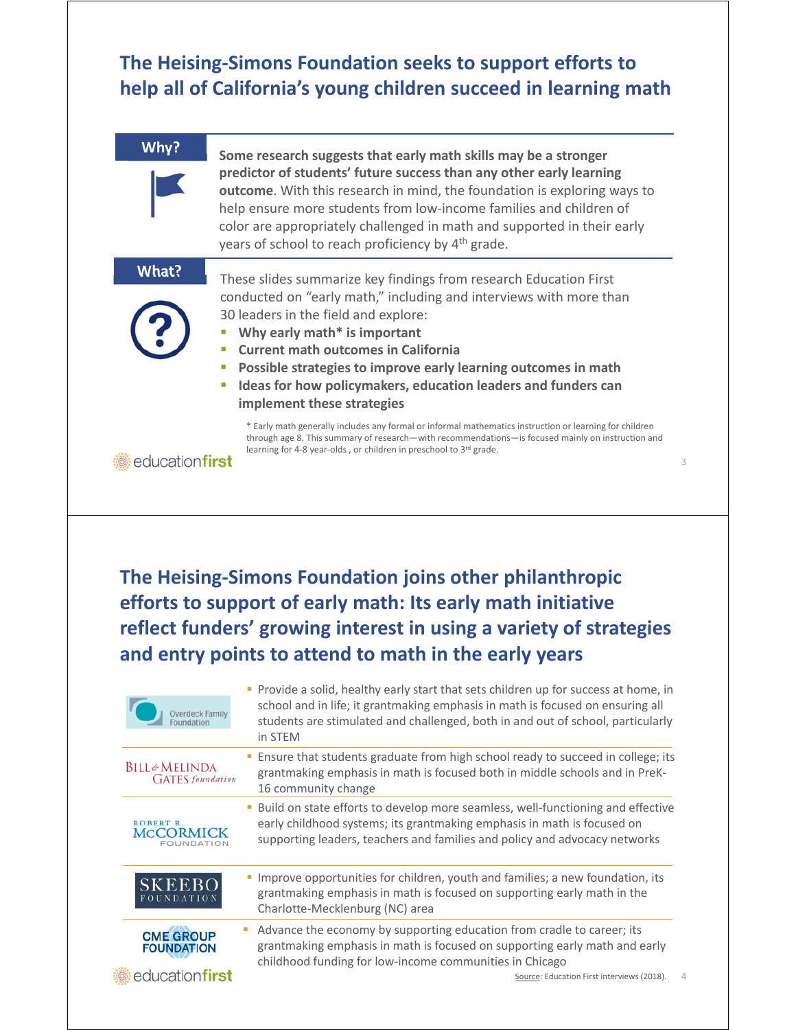## The Heising-Simons Foundation seeks to support efforts to help all of California's young children succeed in learning math

**Why?**

**Some research suggests that early math skills may be a stronger predictor of students' future success than any other early learning outcome**. With this research in mind, the foundation is exploring ways to help ensure more students from low-income families and children of color are appropriately challenged in math and supported in their early years of school to reach proficiency by 4th grade.

**What?**

These slides summarize key findings from research Education First conducted on "early math," including and interviews with more than 30 leaders in the field and explore:

- **Why early math* is important**
- **Current math outcomes in California**
- **Possible strategies to improve early learning outcomes in math**
- **Ideas for how policymakers, education leaders and funders can implement these strategies**

\* Early math generally includes any formal or informal mathematics instruction or learning for children through age 8. This summary of research—with recommendations—is focused mainly on instruction and learning for 4-8 year-olds , or children in preschool to 3rd grade.

## The Heising-Simons Foundation joins other philanthropic efforts to support of early math: Its early math initiative reflect funders' growing interest in using a variety of strategies and entry points to attend to math in the early years

| Foundation | Focus |
| --- | --- |
| Overdeck Family Foundation | Provide a solid, healthy early start that sets children up for success at home, in school and in life; it grantmaking emphasis in math is focused on ensuring all students are stimulated and challenged, both in and out of school, particularly in STEM |
| Bill & Melinda Gates foundation | Ensure that students graduate from high school ready to succeed in college; its grantmaking emphasis in math is focused both in middle schools and in PreK-16 community change |
| Robert R. McCormick Foundation | Build on state efforts to develop more seamless, well-functioning and effective early childhood systems; its grantmaking emphasis in math is focused on supporting leaders, teachers and families and policy and advocacy networks |
| Skeebo Foundation | Improve opportunities for children, youth and families; a new foundation, its grantmaking emphasis in math is focused on supporting early math in the Charlotte-Mecklenburg (NC) area |
| CME Group Foundation | Advance the economy by supporting education from cradle to career; its grantmaking emphasis in math is focused on supporting early math and early childhood funding for low-income communities in Chicago |

Source: Education First interviews (2018).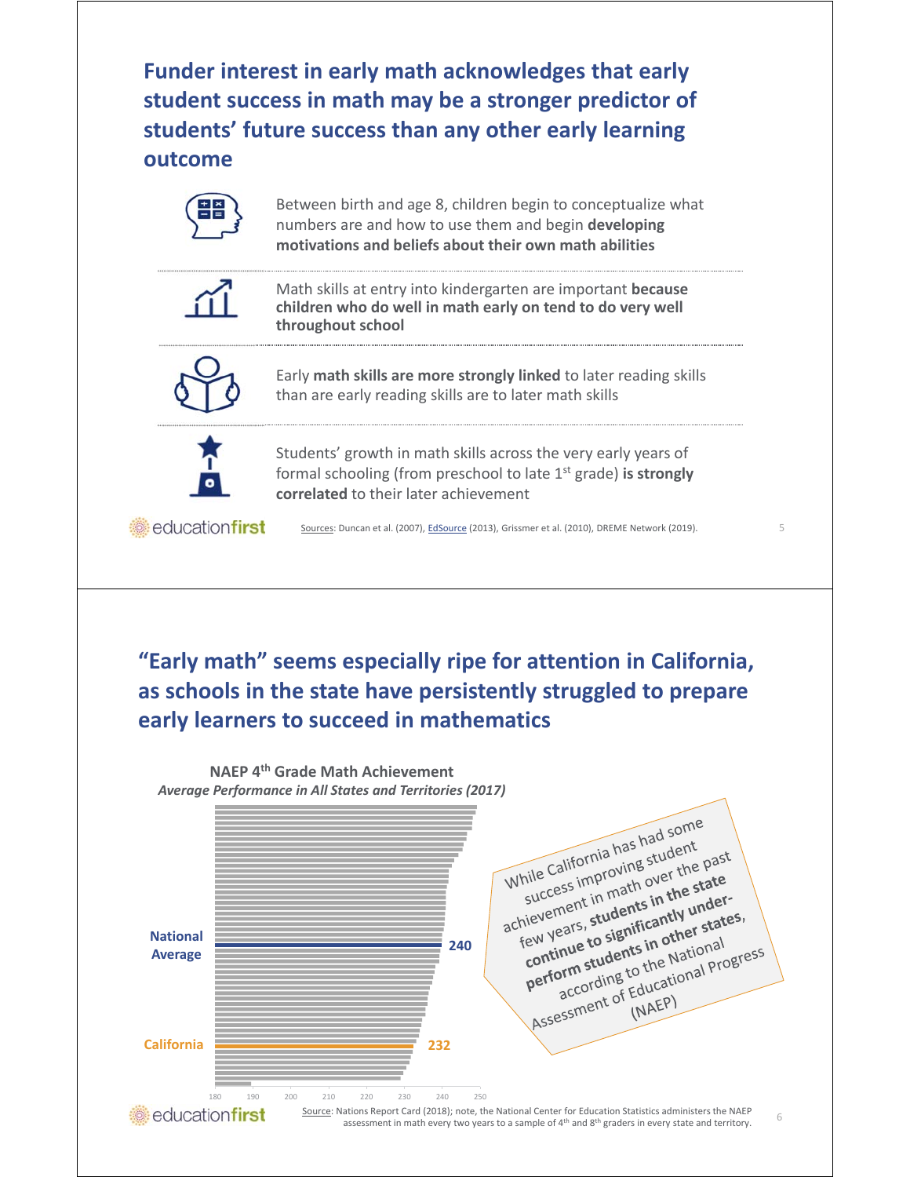## Funder interest in early math acknowledges that early student success in math may be a stronger predictor of students' future success than any other early learning outcome

Between birth and age 8, children begin to conceptualize what numbers are and how to use them and begin **developing motivations and beliefs about their own math abilities**

Math skills at entry into kindergarten are important **because children who do well in math early on tend to do very well throughout school**

Early **math skills are more strongly linked** to later reading skills than are early reading skills are to later math skills

Students' growth in math skills across the very early years of formal schooling (from preschool to late 1st grade) **is strongly correlated** to their later achievement

Sources: Duncan et al. (2007), EdSource (2013), Grissmer et al. (2010), DREME Network (2019).

## "Early math" seems especially ripe for attention in California, as schools in the state have persistently struggled to prepare early learners to succeed in mathematics

**NAEP 4th Grade Math Achievement**
*Average Performance in All States and Territories (2017)*

| | Score |
|---|---|
| National Average | 240 |
| California | 232 |

While California has had some success improving student achievement in math over the past few years, **students in the state continue to significantly under-perform students in other states**, according to the National Assessment of Educational Progress (NAEP)

Source: Nations Report Card (2018); note, the National Center for Education Statistics administers the NAEP assessment in math every two years to a sample of 4th and 8th graders in every state and territory.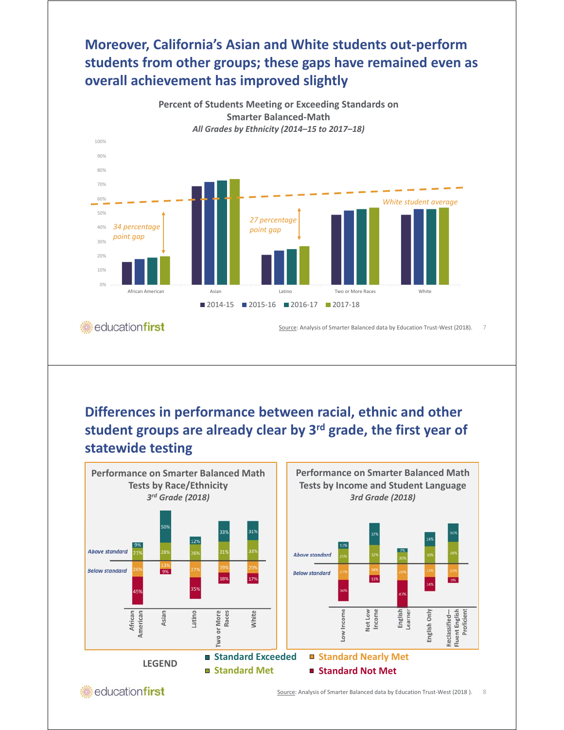## Moreover, California's Asian and White students out-perform students from other groups; these gaps have remained even as overall achievement has improved slightly

**Percent of Students Meeting or Exceeding Standards on Smarter Balanced-Math**
*All Grades by Ethnicity (2014–15 to 2017–18)*

*White student average*

*34 percentage point gap*

*27 percentage point gap*

Legend: 2014-15, 2015-16, 2016-17, 2017-18

Categories: African American, Asian, Latino, Two or More Races, White

Source: Analysis of Smarter Balanced data by Education Trust-West (2018).

## Differences in performance between racial, ethnic and other student groups are already clear by 3rd grade, the first year of statewide testing

**Performance on Smarter Balanced Math Tests by Race/Ethnicity**
*3rd Grade (2018)*

| | African American | Asian | Latino | Two or More Races | White |
|---|---|---|---|---|---|
| Standard Exceeded | 9% | 50% | 12% | 33% | 31% |
| Standard Met | 21% | 28% | 26% | 31% | 33% |
| Standard Nearly Met | 26% | 13% | 27% | 19% | 20% |
| Standard Not Met | 45% | 9% | 35% | 18% | 17% |

**Performance on Smarter Balanced Math Tests by Income and Student Language**
*3rd Grade (2018)*

| | Low Income | Not Low Income | English Learner | English Only | Reclassified—Fluent English Proficient |
|---|---|---|---|---|---|
| Standard Exceeded | 12% | 37% | 7% | 24% | 31% |
| Standard Met | 25% | 32% | 30% | 30% | 38% |
| Standard Nearly Met | 27% | 18% | 28% | 23% | 22% |
| Standard Not Met | 36% | 13% | 47% | 24% | 9% |

LEGEND: Standard Exceeded, Standard Met, Standard Nearly Met, Standard Not Met

Source: Analysis of Smarter Balanced data by Education Trust-West (2018 ).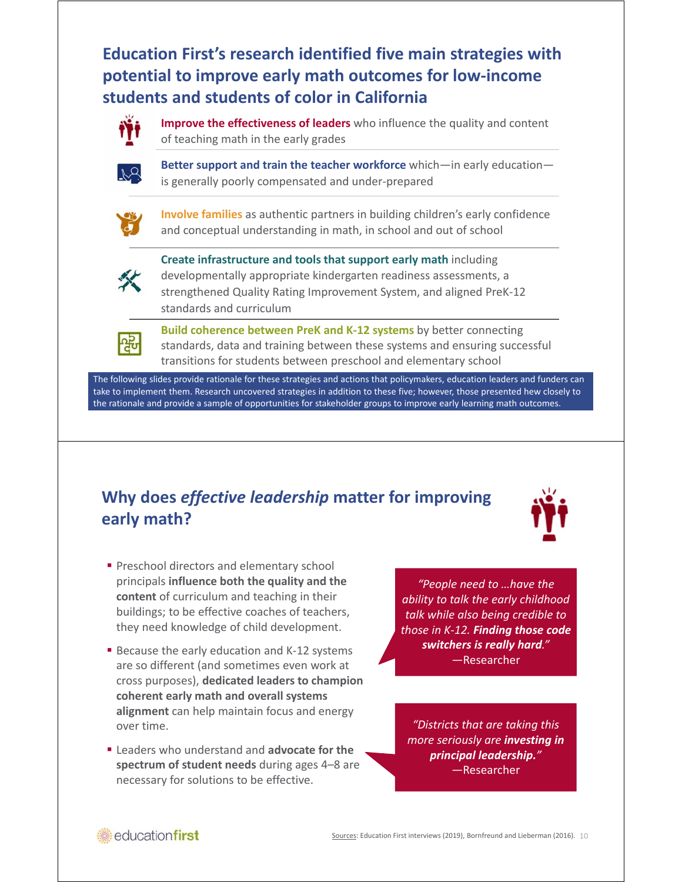## Education First's research identified five main strategies with potential to improve early math outcomes for low-income students and students of color in California

**Improve the effectiveness of leaders** who influence the quality and content of teaching math in the early grades

**Better support and train the teacher workforce** which—in early education—is generally poorly compensated and under-prepared

**Involve families** as authentic partners in building children's early confidence and conceptual understanding in math, in school and out of school

**Create infrastructure and tools that support early math** including developmentally appropriate kindergarten readiness assessments, a strengthened Quality Rating Improvement System, and aligned PreK-12 standards and curriculum

**Build coherence between PreK and K-12 systems** by better connecting standards, data and training between these systems and ensuring successful transitions for students between preschool and elementary school

The following slides provide rationale for these strategies and actions that policymakers, education leaders and funders can take to implement them. Research uncovered strategies in addition to these five; however, those presented hew closely to the rationale and provide a sample of opportunities for stakeholder groups to improve early learning math outcomes.

## Why does *effective leadership* matter for improving early math?

- Preschool directors and elementary school principals **influence both the quality and the content** of curriculum and teaching in their buildings; to be effective coaches of teachers, they need knowledge of child development.
- Because the early education and K-12 systems are so different (and sometimes even work at cross purposes), **dedicated leaders to champion coherent early math and overall systems alignment** can help maintain focus and energy over time.
- Leaders who understand and **advocate for the spectrum of student needs** during ages 4–8 are necessary for solutions to be effective.

*"People need to …have the ability to talk the early childhood talk while also being credible to those in K-12. **Finding those code switchers is really hard**."*
—Researcher

*"Districts that are taking this more seriously are **investing in principal leadership.**"*
—Researcher

Sources: Education First interviews (2019), Bornfreund and Lieberman (2016).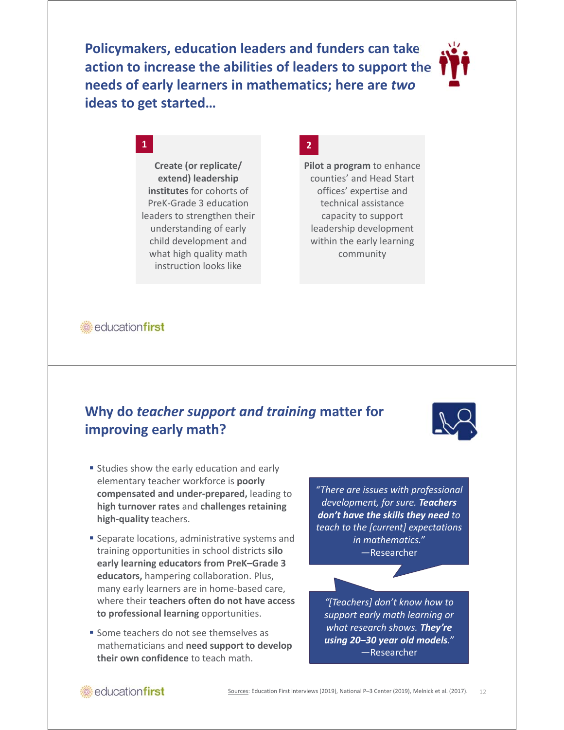## Policymakers, education leaders and funders can take action to increase the abilities of leaders to support the needs of early learners in mathematics; here are *two* ideas to get started…

**1**

**Create (or replicate/ extend) leadership institutes** for cohorts of PreK-Grade 3 education leaders to strengthen their understanding of early child development and what high quality math instruction looks like

**2**

**Pilot a program** to enhance counties' and Head Start offices' expertise and technical assistance capacity to support leadership development within the early learning community

educationfirst

## Why do *teacher support and training* matter for improving early math?

- Studies show the early education and early elementary teacher workforce is **poorly compensated and under-prepared,** leading to **high turnover rates** and **challenges retaining high-quality** teachers.
- Separate locations, administrative systems and training opportunities in school districts **silo early learning educators from PreK–Grade 3 educators,** hampering collaboration. Plus, many early learners are in home-based care, where their **teachers often do not have access to professional learning** opportunities.
- Some teachers do not see themselves as mathematicians and **need support to develop their own confidence** to teach math.

> *"There are issues with professional development, for sure.* ***Teachers don't have the skills they need*** *to teach to the [current] expectations in mathematics."*
> —Researcher

> *"[Teachers] don't know how to support early math learning or what research shows.* ***They're using 20–30 year old models****."*
> —Researcher

educationfirst

Sources: Education First interviews (2019), National P–3 Center (2019), Melnick et al. (2017).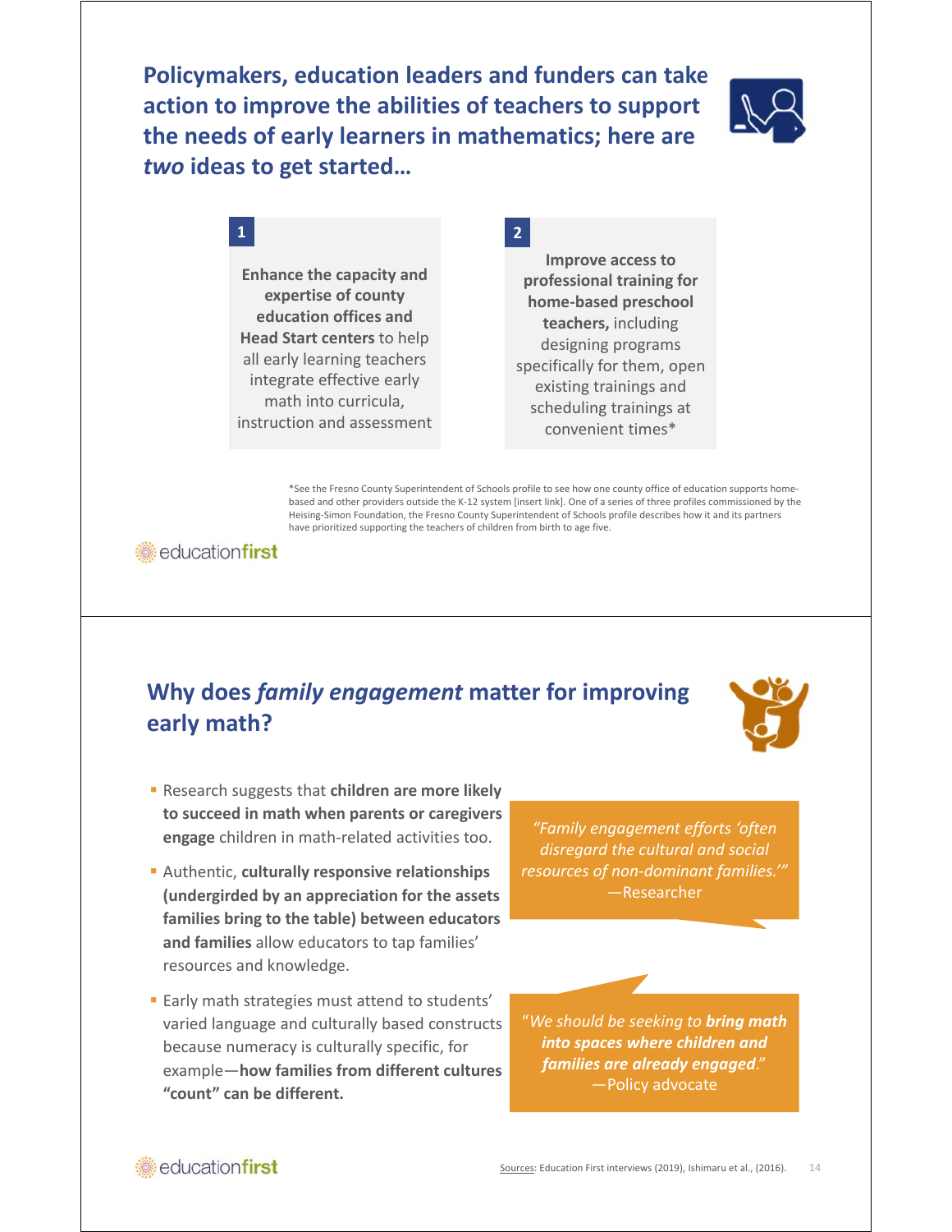## Policymakers, education leaders and funders can take action to improve the abilities of teachers to support the needs of early learners in mathematics; here are *two* ideas to get started…

**1**

**Enhance the capacity and expertise of county education offices and Head Start centers** to help all early learning teachers integrate effective early math into curricula, instruction and assessment

**2**

**Improve access to professional training for home-based preschool teachers,** including designing programs specifically for them, open existing trainings and scheduling trainings at convenient times*

*See the Fresno County Superintendent of Schools profile to see how one county office of education supports home-based and other providers outside the K-12 system [insert link]. One of a series of three profiles commissioned by the Heising-Simon Foundation, the Fresno County Superintendent of Schools profile describes how it and its partners have prioritized supporting the teachers of children from birth to age five.

educationfirst

## Why does *family engagement* matter for improving early math?

- Research suggests that **children are more likely to succeed in math when parents or caregivers engage** children in math-related activities too.
- Authentic, **culturally responsive relationships (undergirded by an appreciation for the assets families bring to the table) between educators and families** allow educators to tap families' resources and knowledge.
- Early math strategies must attend to students' varied language and culturally based constructs because numeracy is culturally specific, for example—**how families from different cultures "count" can be different.**

*"Family engagement efforts 'often disregard the cultural and social resources of non-dominant families.'"* —Researcher

"*We should be seeking to **bring math into spaces where children and families are already engaged***." —Policy advocate

educationfirst

Sources: Education First interviews (2019), Ishimaru et al., (2016).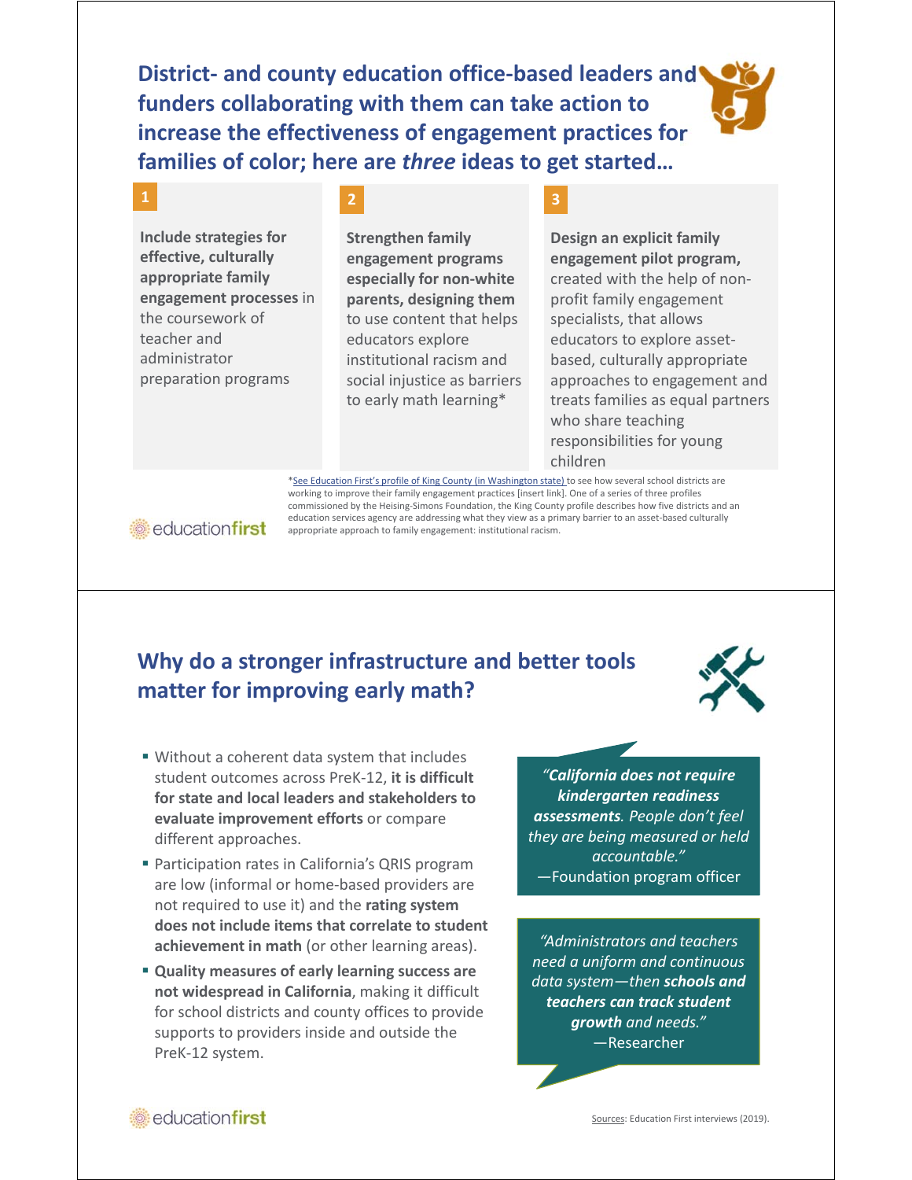## District- and county education office-based leaders and funders collaborating with them can take action to increase the effectiveness of engagement practices for families of color; here are *three* ideas to get started…

**1**

**Include strategies for effective, culturally appropriate family engagement processes** in the coursework of teacher and administrator preparation programs

**2**

**Strengthen family engagement programs especially for non-white parents, designing them** to use content that helps educators explore institutional racism and social injustice as barriers to early math learning*

**3**

**Design an explicit family engagement pilot program,** created with the help of non-profit family engagement specialists, that allows educators to explore asset-based, culturally appropriate approaches to engagement and treats families as equal partners who share teaching responsibilities for young children

*See Education First's profile of King County (in Washington state) to see how several school districts are working to improve their family engagement practices [insert link]. One of a series of three profiles commissioned by the Heising-Simons Foundation, the King County profile describes how five districts and an education services agency are addressing what they view as a primary barrier to an asset-based culturally appropriate approach to family engagement: institutional racism.

## Why do a stronger infrastructure and better tools matter for improving early math?

- Without a coherent data system that includes student outcomes across PreK-12, **it is difficult for state and local leaders and stakeholders to evaluate improvement efforts** or compare different approaches.
- Participation rates in California's QRIS program are low (informal or home-based providers are not required to use it) and the **rating system does not include items that correlate to student achievement in math** (or other learning areas).
- **Quality measures of early learning success are not widespread in California**, making it difficult for school districts and county offices to provide supports to providers inside and outside the PreK-12 system.

*"**California does not require kindergarten readiness assessments**. People don't feel they are being measured or held accountable."*
—Foundation program officer

*"Administrators and teachers need a uniform and continuous data system—then **schools and teachers can track student growth** and needs."*
—Researcher

Sources: Education First interviews (2019).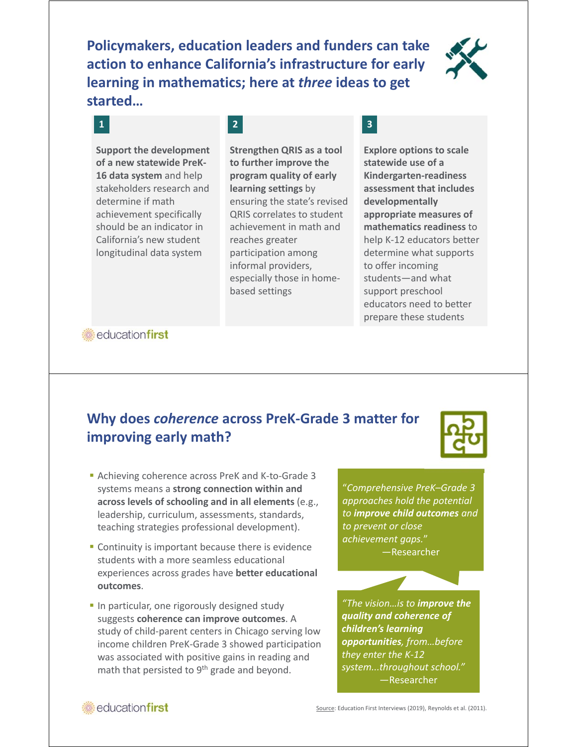## Policymakers, education leaders and funders can take action to enhance California's infrastructure for early learning in mathematics; here at *three* ideas to get started…

**1**

**Support the development of a new statewide PreK-16 data system** and help stakeholders research and determine if math achievement specifically should be an indicator in California's new student longitudinal data system

**2**

**Strengthen QRIS as a tool to further improve the program quality of early learning settings** by ensuring the state's revised QRIS correlates to student achievement in math and reaches greater participation among informal providers, especially those in home-based settings

**3**

**Explore options to scale statewide use of a Kindergarten-readiness assessment that includes developmentally appropriate measures of mathematics readiness** to help K-12 educators better determine what supports to offer incoming students—and what support preschool educators need to better prepare these students

educationfirst

## Why does *coherence* across PreK-Grade 3 matter for improving early math?

- Achieving coherence across PreK and K-to-Grade 3 systems means a **strong connection within and across levels of schooling and in all elements** (e.g., leadership, curriculum, assessments, standards, teaching strategies professional development).
- Continuity is important because there is evidence students with a more seamless educational experiences across grades have **better educational outcomes**.
- In particular, one rigorously designed study suggests **coherence can improve outcomes**. A study of child-parent centers in Chicago serving low income children PreK-Grade 3 showed participation was associated with positive gains in reading and math that persisted to 9th grade and beyond.

*"Comprehensive PreK–Grade 3 approaches hold the potential to **improve child outcomes** and to prevent or close achievement gaps."*
—Researcher

*"The vision…is to **improve the quality and coherence of children's learning opportunities**, from…before they enter the K-12 system...throughout school."*
—Researcher

Source: Education First Interviews (2019), Reynolds et al. (2011).

educationfirst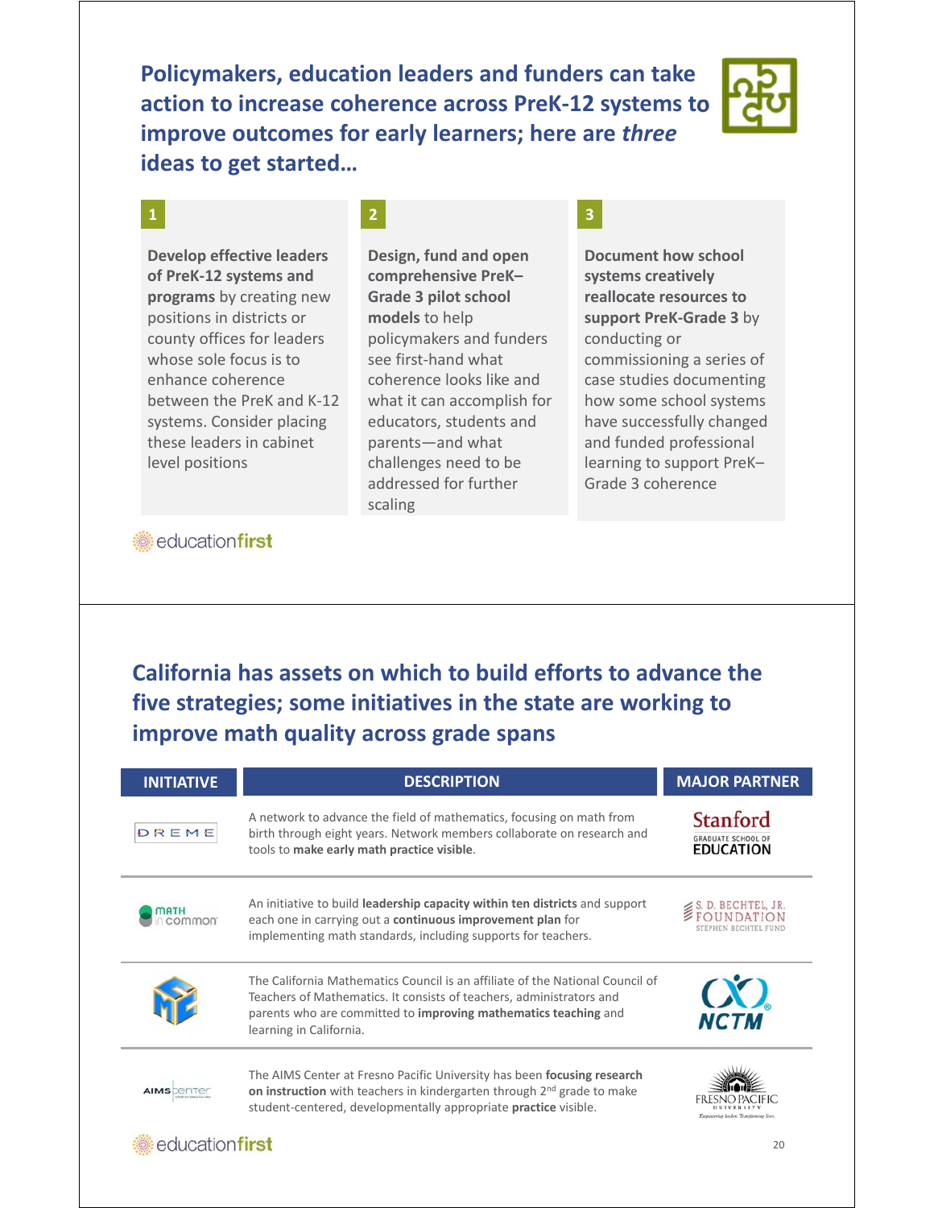## Policymakers, education leaders and funders can take action to increase coherence across PreK-12 systems to improve outcomes for early learners; here are *three* ideas to get started…

**1**

**Develop effective leaders of PreK-12 systems and programs** by creating new positions in districts or county offices for leaders whose sole focus is to enhance coherence between the PreK and K-12 systems. Consider placing these leaders in cabinet level positions

**2**

**Design, fund and open comprehensive PreK–Grade 3 pilot school models** to help policymakers and funders see first-hand what coherence looks like and what it can accomplish for educators, students and parents—and what challenges need to be addressed for further scaling

**3**

**Document how school systems creatively reallocate resources to support PreK-Grade 3** by conducting or commissioning a series of case studies documenting how some school systems have successfully changed and funded professional learning to support PreK–Grade 3 coherence

educationfirst

## California has assets on which to build efforts to advance the five strategies; some initiatives in the state are working to improve math quality across grade spans

| INITIATIVE | DESCRIPTION | MAJOR PARTNER |
|---|---|---|
| DREME | A network to advance the field of mathematics, focusing on math from birth through eight years. Network members collaborate on research and tools to **make early math practice visible**. | Stanford Graduate School of Education |
| Math in Common | An initiative to build **leadership capacity within ten districts** and support each one in carrying out a **continuous improvement plan** for implementing math standards, including supports for teachers. | S. D. Bechtel, Jr. Foundation / Stephen Bechtel Fund |
| CMC | The California Mathematics Council is an affiliate of the National Council of Teachers of Mathematics. It consists of teachers, administrators and parents who are committed to **improving mathematics teaching** and learning in California. | NCTM |
| AIMS Center | The AIMS Center at Fresno Pacific University has been **focusing research on instruction** with teachers in kindergarten through 2nd grade to make student-centered, developmentally appropriate **practice** visible. | Fresno Pacific University |

educationfirst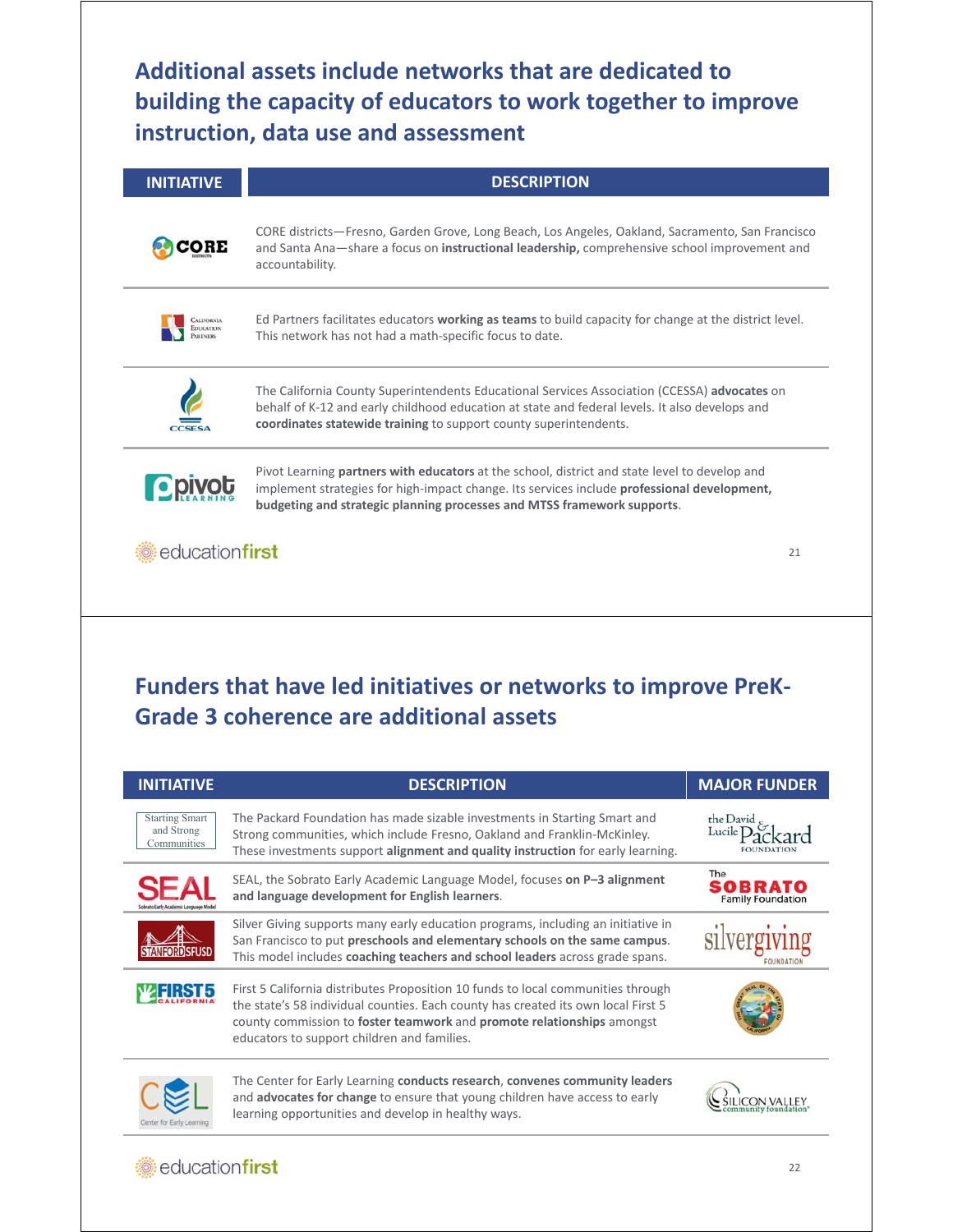## Additional assets include networks that are dedicated to building the capacity of educators to work together to improve instruction, data use and assessment

| INITIATIVE | DESCRIPTION |
|---|---|
| CORE DISTRICTS | CORE districts—Fresno, Garden Grove, Long Beach, Los Angeles, Oakland, Sacramento, San Francisco and Santa Ana—share a focus on **instructional leadership,** comprehensive school improvement and accountability. |
| California Education Partners | Ed Partners facilitates educators **working as teams** to build capacity for change at the district level. This network has not had a math-specific focus to date. |
| CCSESA | The California County Superintendents Educational Services Association (CCSESA) **advocates** on behalf of K-12 and early childhood education at state and federal levels. It also develops and **coordinates statewide training** to support county superintendents. |
| pivot LEARNING | Pivot Learning **partners with educators** at the school, district and state level to develop and implement strategies for high-impact change. Its services include **professional development, budgeting and strategic planning processes and MTSS framework supports**. |

## Funders that have led initiatives or networks to improve PreK-Grade 3 coherence are additional assets

| INITIATIVE | DESCRIPTION | MAJOR FUNDER |
|---|---|---|
| Starting Smart and Strong Communities | The Packard Foundation has made sizable investments in Starting Smart and Strong communities, which include Fresno, Oakland and Franklin-McKinley. These investments support **alignment and quality instruction** for early learning. | the David & Lucile Packard Foundation |
| SEAL Sobrato Early Academic Language Model | SEAL, the Sobrato Early Academic Language Model, focuses **on P–3 alignment and language development for English learners**. | The Sobrato Family Foundation |
| STANFORD SFUSD | Silver Giving supports many early education programs, including an initiative in San Francisco to put **preschools and elementary schools on the same campus**. This model includes **coaching teachers and school leaders** across grade spans. | silvergiving Foundation |
| FIRST 5 CALIFORNIA | First 5 California distributes Proposition 10 funds to local communities through the state's 58 individual counties. Each county has created its own local First 5 county commission to **foster teamwork** and **promote relationships** amongst educators to support children and families. | The Great Seal of the State of California |
| CEL Center for Early Learning | The Center for Early Learning **conducts research**, **convenes community leaders** and **advocates for change** to ensure that young children have access to early learning opportunities and develop in healthy ways. | Silicon Valley community foundation |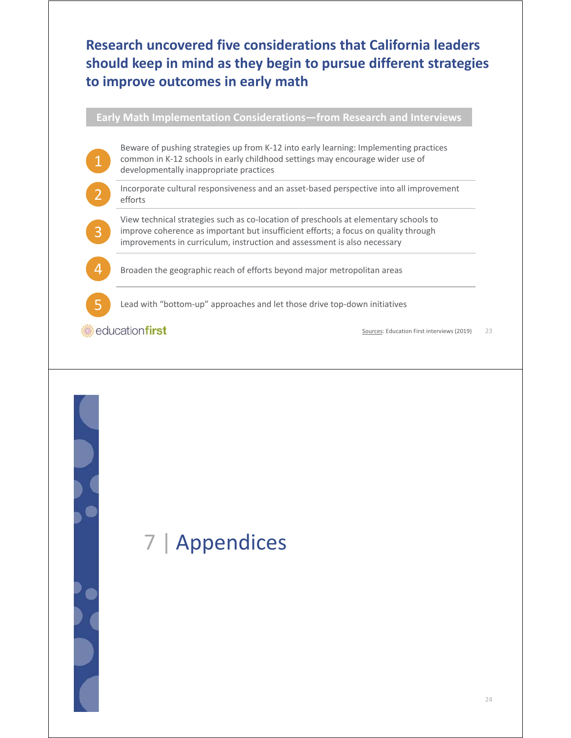## Research uncovered five considerations that California leaders should keep in mind as they begin to pursue different strategies to improve outcomes in early math

**Early Math Implementation Considerations—from Research and Interviews**

1. Beware of pushing strategies up from K-12 into early learning: Implementing practices common in K-12 schools in early childhood settings may encourage wider use of developmentally inappropriate practices
2. Incorporate cultural responsiveness and an asset-based perspective into all improvement efforts
3. View technical strategies such as co-location of preschools at elementary schools to improve coherence as important but insufficient efforts; a focus on quality through improvements in curriculum, instruction and assessment is also necessary
4. Broaden the geographic reach of efforts beyond major metropolitan areas
5. Lead with "bottom-up" approaches and let those drive top-down initiatives

Sources: Education First interviews (2019)

# 7 | Appendices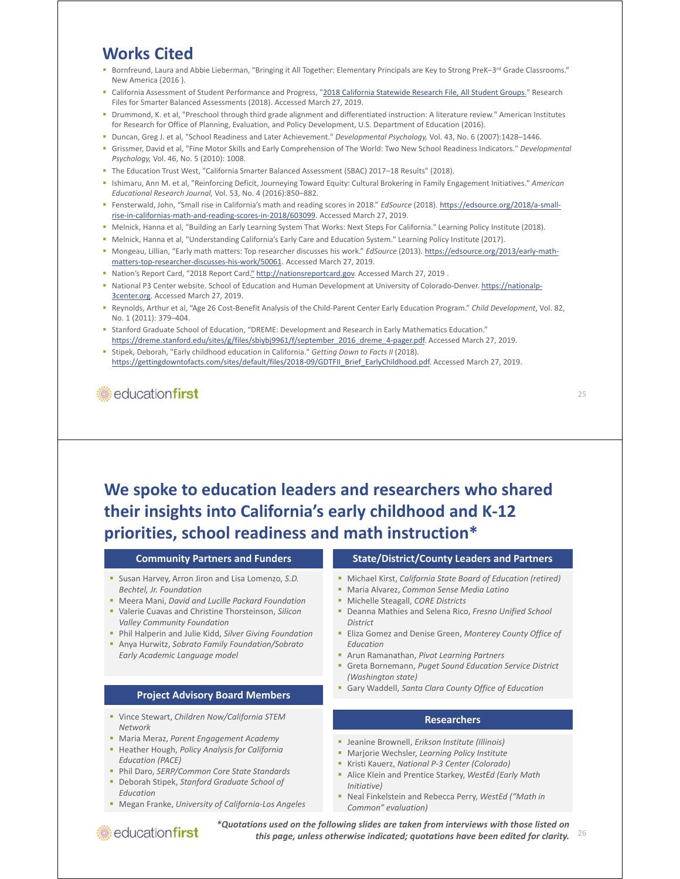## Works Cited

- Bornfreund, Laura and Abbie Lieberman, "Bringing it All Together: Elementary Principals are Key to Strong PreK–3rd Grade Classrooms." New America (2016 ).
- California Assessment of Student Performance and Progress, "2018 California Statewide Research File, All Student Groups." Research Files for Smarter Balanced Assessments (2018). Accessed March 27, 2019.
- Drummond, K. et al, "Preschool through third grade alignment and differentiated instruction: A literature review." American Institutes for Research for Office of Planning, Evaluation, and Policy Development, U.S. Department of Education (2016).
- Duncan, Greg J. et al, "School Readiness and Later Achievement." *Developmental Psychology,* Vol. 43, No. 6 (2007):1428–1446.
- Grissmer, David et al, "Fine Motor Skills and Early Comprehension of The World: Two New School Readiness Indicators." *Developmental Psychology,* Vol. 46, No. 5 (2010): 1008.
- The Education Trust West, "California Smarter Balanced Assessment (SBAC) 2017–18 Results" (2018).
- Ishimaru, Ann M. et al, "Reinforcing Deficit, Journeying Toward Equity: Cultural Brokering in Family Engagement Initiatives." *American Educational Research Journal,* Vol. 53, No. 4 (2016):850–882.
- Fensterwald, John, "Small rise in California's math and reading scores in 2018." *EdSource* (2018). https://edsource.org/2018/a-small-rise-in-californias-math-and-reading-scores-in-2018/603099. Accessed March 27, 2019.
- Melnick, Hanna et al, "Building an Early Learning System That Works: Next Steps For California." Learning Policy Institute (2018).
- Melnick, Hanna et al, "Understanding California's Early Care and Education System." Learning Policy Institute (2017).
- Mongeau, Lillian, "Early math matters: Top researcher discusses his work." *EdSource* (2013). https://edsource.org/2013/early-math-matters-top-researcher-discusses-his-work/50061. Accessed March 27, 2019.
- Nation's Report Card, "2018 Report Card." http://nationsreportcard.gov. Accessed March 27, 2019 .
- National P3 Center website. School of Education and Human Development at University of Colorado-Denver. https://nationalp-3center.org. Accessed March 27, 2019.
- Reynolds, Arthur et al, "Age 26 Cost-Benefit Analysis of the Child-Parent Center Early Education Program." *Child Development*, Vol. 82, No. 1 (2011): 379–404.
- Stanford Graduate School of Education, "DREME: Development and Research in Early Mathematics Education." https://dreme.stanford.edu/sites/g/files/sbiybj9961/f/september_2016_dreme_4-pager.pdf. Accessed March 27, 2019.
- Stipek, Deborah, "Early childhood education in California." *Getting Down to Facts II* (2018). https://gettingdowntofacts.com/sites/default/files/2018-09/GDTFII_Brief_EarlyChildhood.pdf. Accessed March 27, 2019.

## We spoke to education leaders and researchers who shared their insights into California's early childhood and K-12 priorities, school readiness and math instruction*

### Community Partners and Funders

- Susan Harvey, Arron Jiron and Lisa Lomenzo, *S.D. Bechtel, Jr. Foundation*
- Meera Mani, *David and Lucille Packard Foundation*
- Valerie Cuavas and Christine Thorsteinson, *Silicon Valley Community Foundation*
- Phil Halperin and Julie Kidd, *Silver Giving Foundation*
- Anya Hurwitz, *Sobrato Family Foundation/Sobrato Early Academic Language model*

### Project Advisory Board Members

- Vince Stewart, *Children Now/California STEM Network*
- Maria Meraz, *Parent Engagement Academy*
- Heather Hough, *Policy Analysis for California Education (PACE)*
- Phil Daro, *SERP/Common Core State Standards*
- Deborah Stipek, *Stanford Graduate School of Education*
- Megan Franke, *University of California-Los Angeles*

### State/District/County Leaders and Partners

- Michael Kirst, *California State Board of Education (retired)*
- Maria Alvarez, *Common Sense Media Latino*
- Michelle Steagall, *CORE Districts*
- Deanna Mathies and Selena Rico, *Fresno Unified School District*
- Eliza Gomez and Denise Green, *Monterey County Office of Education*
- Arun Ramanathan, *Pivot Learning Partners*
- Greta Bornemann, *Puget Sound Education Service District (Washington state)*
- Gary Waddell, *Santa Clara County Office of Education*

### Researchers

- Jeanine Brownell, *Erikson Institute (Illinois)*
- Marjorie Wechsler, *Learning Policy Institute*
- Kristi Kauerz, *National P-3 Center (Colorado)*
- Alice Klein and Prentice Starkey, *WestEd (Early Math Initiative)*
- Neal Finkelstein and Rebecca Perry, *WestEd ("Math in Common" evaluation)*

***Quotations used on the following slides are taken from interviews with those listed on this page, unless otherwise indicated; quotations have been edited for clarity.***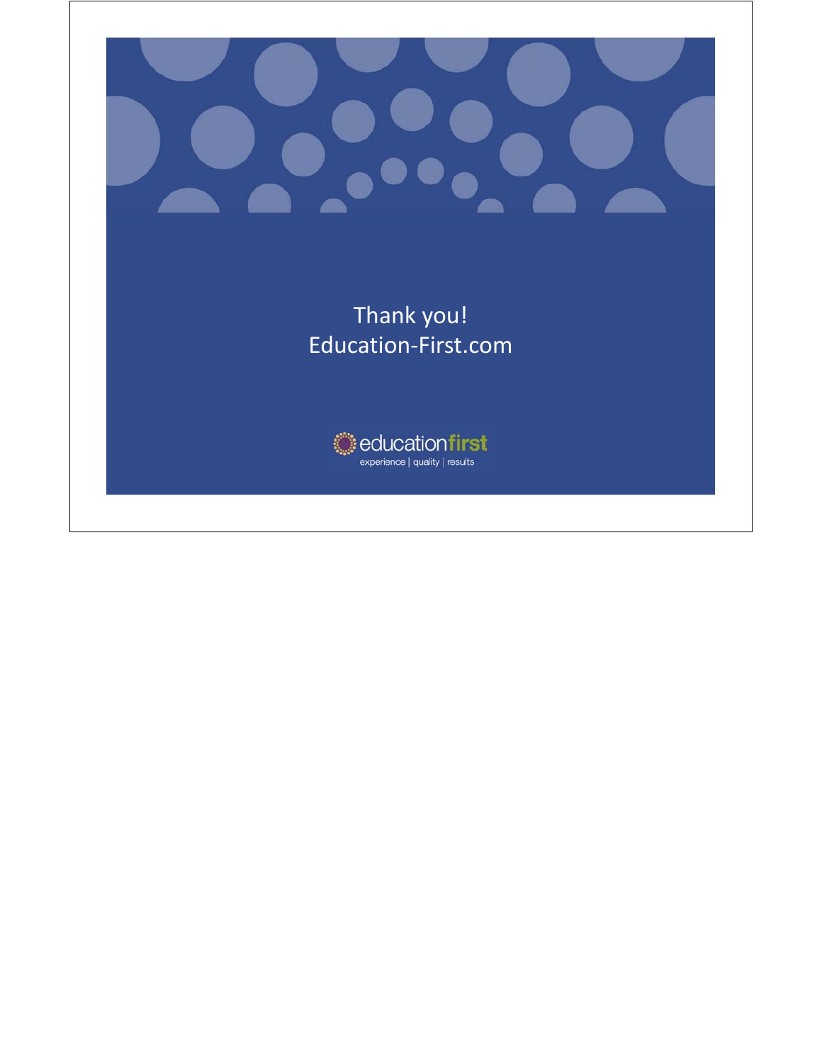Thank you!
Education-First.com

educationfirst
experience | quality | results